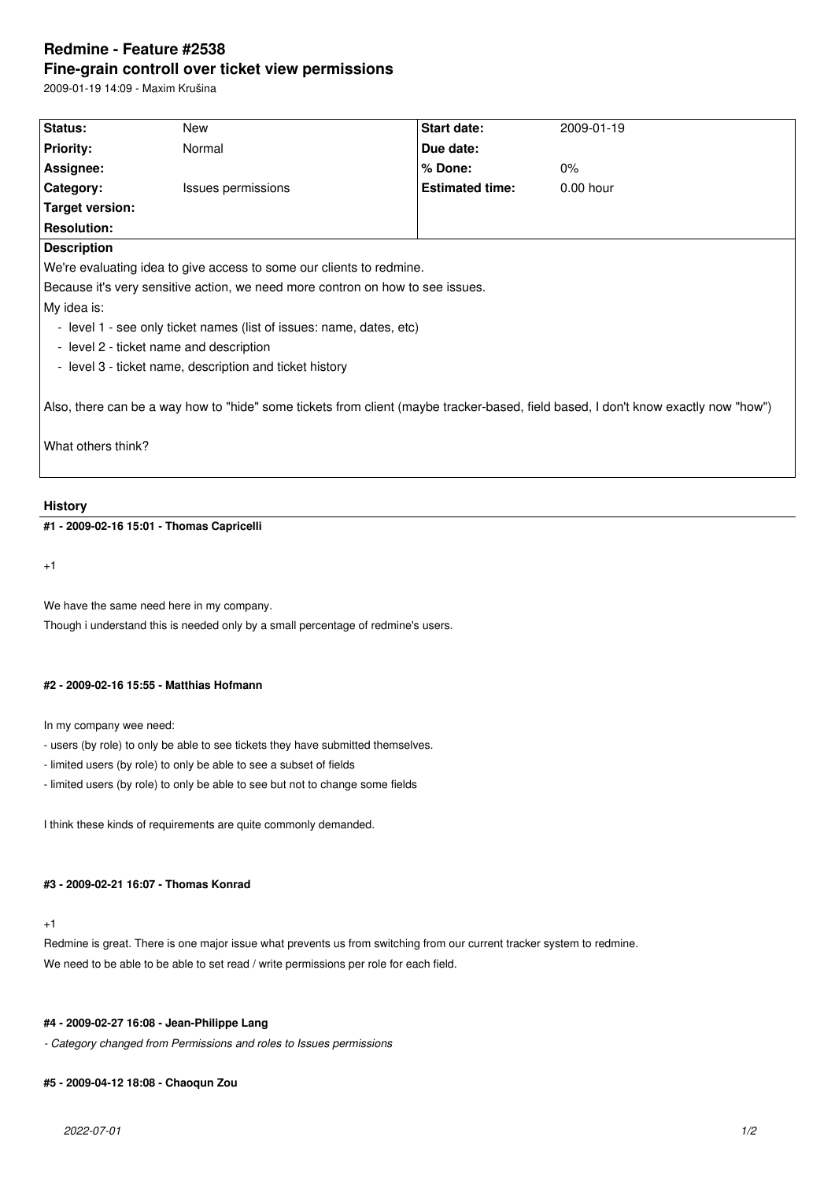# Redmine - Feature #2538

## Fine-grain controll over ticket view permissions

2009-01-19 14:09 - Maxim Krušina

| **Status:** | New | **Start date:** | 2009-01-19 |
|---|---|---|---|
| **Priority:** | Normal | **Due date:** | |
| **Assignee:** | | **% Done:** | 0% |
| **Category:** | Issues permissions | **Estimated time:** | 0.00 hour |
| **Target version:** | | | |
| **Resolution:** | | | |

**Description**

We're evaluating idea to give access to some our clients to redmine.

Because it's very sensitive action, we need more contron on how to see issues.

My idea is:

- level 1 - see only ticket names (list of issues: name, dates, etc)
- level 2 - ticket name and description
- level 3 - ticket name, description and ticket history

Also, there can be a way how to "hide" some tickets from client (maybe tracker-based, field based, I don't know exactly now "how")

What others think?

## History

### #1 - 2009-02-16 15:01 - Thomas Capricelli

+1

We have the same need here in my company.

Though i understand this is needed only by a small percentage of redmine's users.

### #2 - 2009-02-16 15:55 - Matthias Hofmann

In my company wee need:

- users (by role) to only be able to see tickets they have submitted themselves.
- limited users (by role) to only be able to see a subset of fields
- limited users (by role) to only be able to see but not to change some fields

I think these kinds of requirements are quite commonly demanded.

### #3 - 2009-02-21 16:07 - Thomas Konrad

+1

Redmine is great. There is one major issue what prevents us from switching from our current tracker system to redmine.

We need to be able to be able to set read / write permissions per role for each field.

### #4 - 2009-02-27 16:08 - Jean-Philippe Lang

*- Category changed from Permissions and roles to Issues permissions*

### #5 - 2009-04-12 18:08 - Chaoqun Zou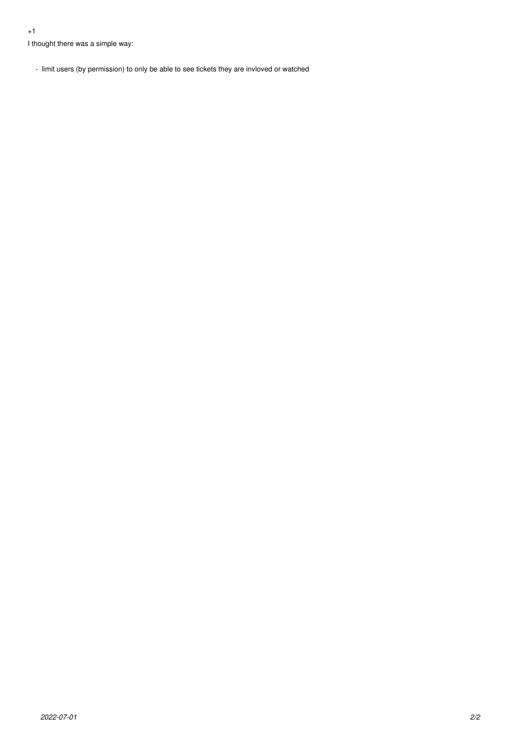+1

I thought there was a simple way:

- limit users (by permission) to only be able to see tickets they are invloved or watched